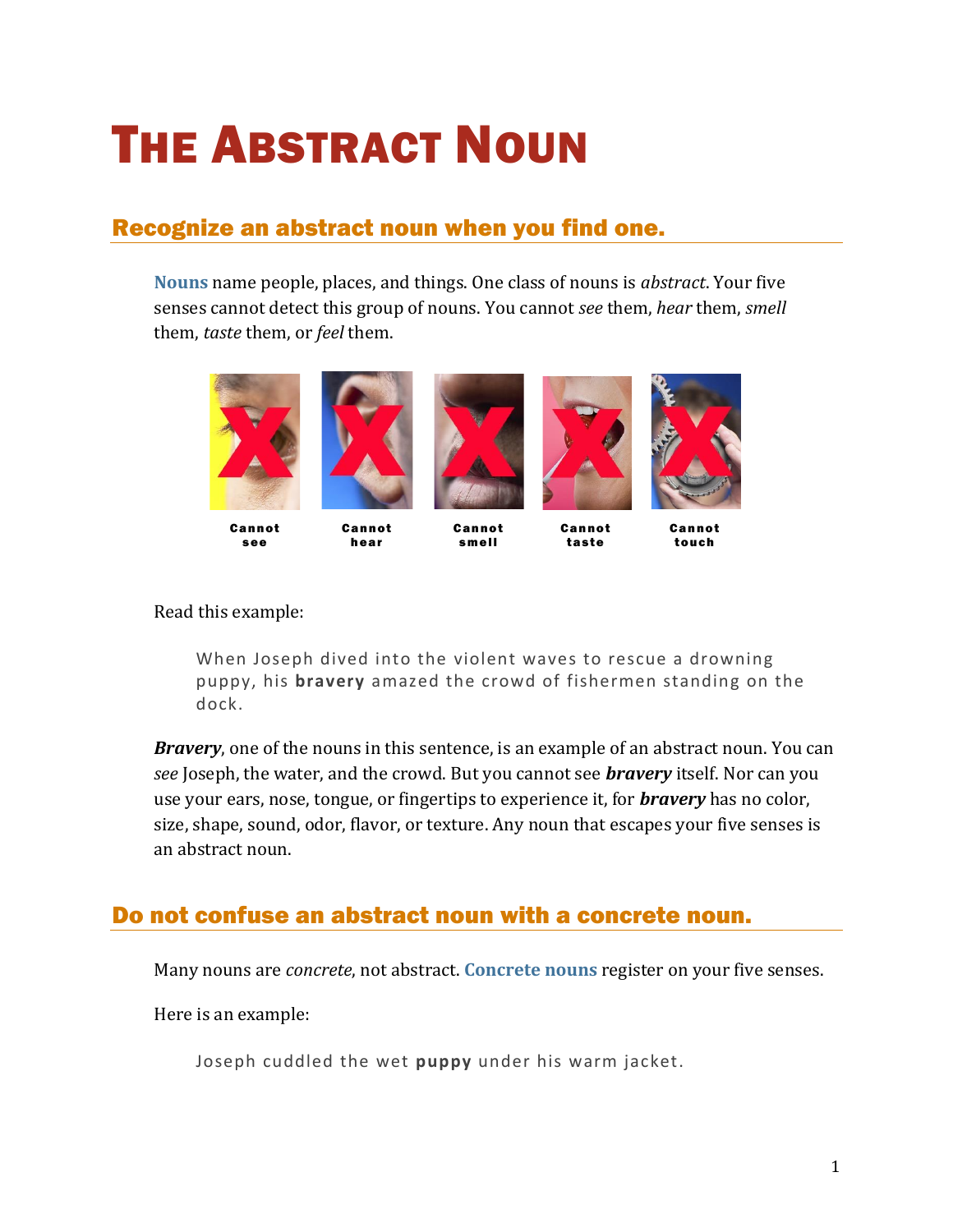# The Abstract Noun

## Recognize an abstract noun when you find one.

**Nouns** name people, places, and things. One class of nouns is *abstract*. Your five senses cannot detect this group of nouns. You cannot *see* them, *hear* them, *smell* them, *taste* them, or *feel* them.

Cannot see | Cannot hear | Cannot smell | Cannot taste | Cannot touch

Read this example:

> When Joseph dived into the violent waves to rescue a drowning puppy, his **bravery** amazed the crowd of fishermen standing on the dock.

***Bravery***, one of the nouns in this sentence, is an example of an abstract noun. You can *see* Joseph, the water, and the crowd. But you cannot see ***bravery*** itself. Nor can you use your ears, nose, tongue, or fingertips to experience it, for ***bravery*** has no color, size, shape, sound, odor, flavor, or texture. Any noun that escapes your five senses is an abstract noun.

## Do not confuse an abstract noun with a concrete noun.

Many nouns are *concrete*, not abstract. **Concrete nouns** register on your five senses.

Here is an example:

> Joseph cuddled the wet **puppy** under his warm jacket.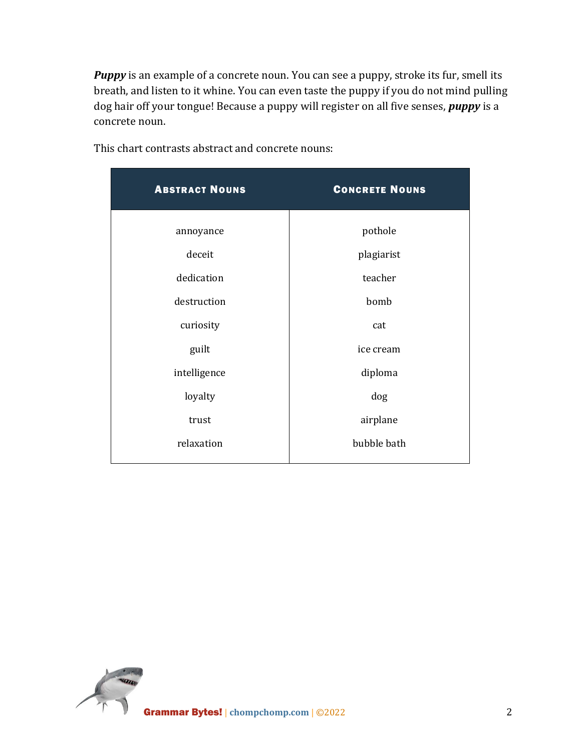***Puppy*** is an example of a concrete noun. You can see a puppy, stroke its fur, smell its breath, and listen to it whine. You can even taste the puppy if you do not mind pulling dog hair off your tongue! Because a puppy will register on all five senses, ***puppy*** is a concrete noun.

This chart contrasts abstract and concrete nouns:

| Abstract Nouns | Concrete Nouns |
|---|---|
| annoyance | pothole |
| deceit | plagiarist |
| dedication | teacher |
| destruction | bomb |
| curiosity | cat |
| guilt | ice cream |
| intelligence | diploma |
| loyalty | dog |
| trust | airplane |
| relaxation | bubble bath |